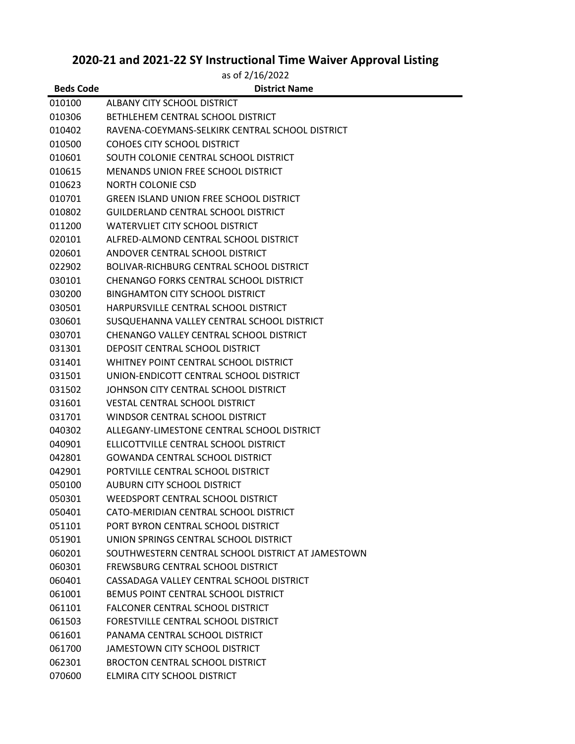# 2020-21 and 2021-22 SY Instructional Time Waiver Approval Listing

as of 2/16/2022

| Beds Code | District Name |
|---|---|
| 010100 | ALBANY CITY SCHOOL DISTRICT |
| 010306 | BETHLEHEM CENTRAL SCHOOL DISTRICT |
| 010402 | RAVENA-COEYMANS-SELKIRK CENTRAL SCHOOL DISTRICT |
| 010500 | COHOES CITY SCHOOL DISTRICT |
| 010601 | SOUTH COLONIE CENTRAL SCHOOL DISTRICT |
| 010615 | MENANDS UNION FREE SCHOOL DISTRICT |
| 010623 | NORTH COLONIE CSD |
| 010701 | GREEN ISLAND UNION FREE SCHOOL DISTRICT |
| 010802 | GUILDERLAND CENTRAL SCHOOL DISTRICT |
| 011200 | WATERVLIET CITY SCHOOL DISTRICT |
| 020101 | ALFRED-ALMOND CENTRAL SCHOOL DISTRICT |
| 020601 | ANDOVER CENTRAL SCHOOL DISTRICT |
| 022902 | BOLIVAR-RICHBURG CENTRAL SCHOOL DISTRICT |
| 030101 | CHENANGO FORKS CENTRAL SCHOOL DISTRICT |
| 030200 | BINGHAMTON CITY SCHOOL DISTRICT |
| 030501 | HARPURSVILLE CENTRAL SCHOOL DISTRICT |
| 030601 | SUSQUEHANNA VALLEY CENTRAL SCHOOL DISTRICT |
| 030701 | CHENANGO VALLEY CENTRAL SCHOOL DISTRICT |
| 031301 | DEPOSIT CENTRAL SCHOOL DISTRICT |
| 031401 | WHITNEY POINT CENTRAL SCHOOL DISTRICT |
| 031501 | UNION-ENDICOTT CENTRAL SCHOOL DISTRICT |
| 031502 | JOHNSON CITY CENTRAL SCHOOL DISTRICT |
| 031601 | VESTAL CENTRAL SCHOOL DISTRICT |
| 031701 | WINDSOR CENTRAL SCHOOL DISTRICT |
| 040302 | ALLEGANY-LIMESTONE CENTRAL SCHOOL DISTRICT |
| 040901 | ELLICOTTVILLE CENTRAL SCHOOL DISTRICT |
| 042801 | GOWANDA CENTRAL SCHOOL DISTRICT |
| 042901 | PORTVILLE CENTRAL SCHOOL DISTRICT |
| 050100 | AUBURN CITY SCHOOL DISTRICT |
| 050301 | WEEDSPORT CENTRAL SCHOOL DISTRICT |
| 050401 | CATO-MERIDIAN CENTRAL SCHOOL DISTRICT |
| 051101 | PORT BYRON CENTRAL SCHOOL DISTRICT |
| 051901 | UNION SPRINGS CENTRAL SCHOOL DISTRICT |
| 060201 | SOUTHWESTERN CENTRAL SCHOOL DISTRICT AT JAMESTOWN |
| 060301 | FREWSBURG CENTRAL SCHOOL DISTRICT |
| 060401 | CASSADAGA VALLEY CENTRAL SCHOOL DISTRICT |
| 061001 | BEMUS POINT CENTRAL SCHOOL DISTRICT |
| 061101 | FALCONER CENTRAL SCHOOL DISTRICT |
| 061503 | FORESTVILLE CENTRAL SCHOOL DISTRICT |
| 061601 | PANAMA CENTRAL SCHOOL DISTRICT |
| 061700 | JAMESTOWN CITY SCHOOL DISTRICT |
| 062301 | BROCTON CENTRAL SCHOOL DISTRICT |
| 070600 | ELMIRA CITY SCHOOL DISTRICT |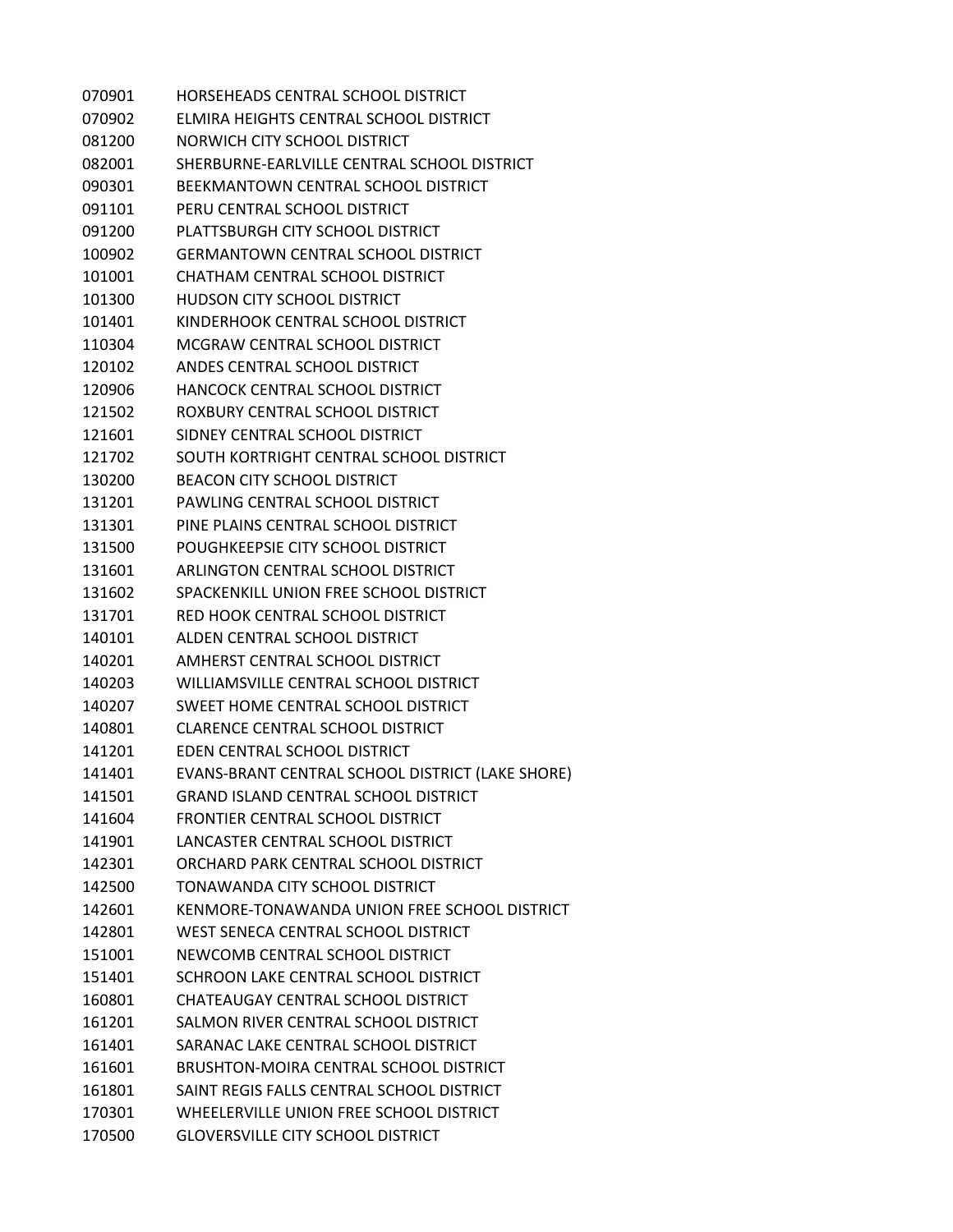| | |
|---|---|
| 070901 | HORSEHEADS CENTRAL SCHOOL DISTRICT |
| 070902 | ELMIRA HEIGHTS CENTRAL SCHOOL DISTRICT |
| 081200 | NORWICH CITY SCHOOL DISTRICT |
| 082001 | SHERBURNE-EARLVILLE CENTRAL SCHOOL DISTRICT |
| 090301 | BEEKMANTOWN CENTRAL SCHOOL DISTRICT |
| 091101 | PERU CENTRAL SCHOOL DISTRICT |
| 091200 | PLATTSBURGH CITY SCHOOL DISTRICT |
| 100902 | GERMANTOWN CENTRAL SCHOOL DISTRICT |
| 101001 | CHATHAM CENTRAL SCHOOL DISTRICT |
| 101300 | HUDSON CITY SCHOOL DISTRICT |
| 101401 | KINDERHOOK CENTRAL SCHOOL DISTRICT |
| 110304 | MCGRAW CENTRAL SCHOOL DISTRICT |
| 120102 | ANDES CENTRAL SCHOOL DISTRICT |
| 120906 | HANCOCK CENTRAL SCHOOL DISTRICT |
| 121502 | ROXBURY CENTRAL SCHOOL DISTRICT |
| 121601 | SIDNEY CENTRAL SCHOOL DISTRICT |
| 121702 | SOUTH KORTRIGHT CENTRAL SCHOOL DISTRICT |
| 130200 | BEACON CITY SCHOOL DISTRICT |
| 131201 | PAWLING CENTRAL SCHOOL DISTRICT |
| 131301 | PINE PLAINS CENTRAL SCHOOL DISTRICT |
| 131500 | POUGHKEEPSIE CITY SCHOOL DISTRICT |
| 131601 | ARLINGTON CENTRAL SCHOOL DISTRICT |
| 131602 | SPACKENKILL UNION FREE SCHOOL DISTRICT |
| 131701 | RED HOOK CENTRAL SCHOOL DISTRICT |
| 140101 | ALDEN CENTRAL SCHOOL DISTRICT |
| 140201 | AMHERST CENTRAL SCHOOL DISTRICT |
| 140203 | WILLIAMSVILLE CENTRAL SCHOOL DISTRICT |
| 140207 | SWEET HOME CENTRAL SCHOOL DISTRICT |
| 140801 | CLARENCE CENTRAL SCHOOL DISTRICT |
| 141201 | EDEN CENTRAL SCHOOL DISTRICT |
| 141401 | EVANS-BRANT CENTRAL SCHOOL DISTRICT (LAKE SHORE) |
| 141501 | GRAND ISLAND CENTRAL SCHOOL DISTRICT |
| 141604 | FRONTIER CENTRAL SCHOOL DISTRICT |
| 141901 | LANCASTER CENTRAL SCHOOL DISTRICT |
| 142301 | ORCHARD PARK CENTRAL SCHOOL DISTRICT |
| 142500 | TONAWANDA CITY SCHOOL DISTRICT |
| 142601 | KENMORE-TONAWANDA UNION FREE SCHOOL DISTRICT |
| 142801 | WEST SENECA CENTRAL SCHOOL DISTRICT |
| 151001 | NEWCOMB CENTRAL SCHOOL DISTRICT |
| 151401 | SCHROON LAKE CENTRAL SCHOOL DISTRICT |
| 160801 | CHATEAUGAY CENTRAL SCHOOL DISTRICT |
| 161201 | SALMON RIVER CENTRAL SCHOOL DISTRICT |
| 161401 | SARANAC LAKE CENTRAL SCHOOL DISTRICT |
| 161601 | BRUSHTON-MOIRA CENTRAL SCHOOL DISTRICT |
| 161801 | SAINT REGIS FALLS CENTRAL SCHOOL DISTRICT |
| 170301 | WHEELERVILLE UNION FREE SCHOOL DISTRICT |
| 170500 | GLOVERSVILLE CITY SCHOOL DISTRICT |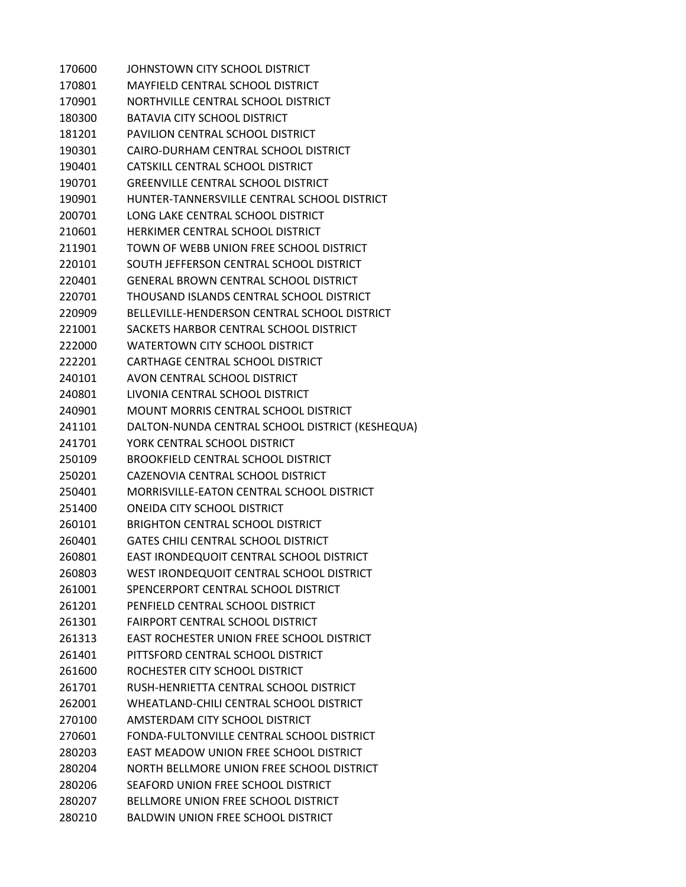| | |
|---|---|
| 170600 | JOHNSTOWN CITY SCHOOL DISTRICT |
| 170801 | MAYFIELD CENTRAL SCHOOL DISTRICT |
| 170901 | NORTHVILLE CENTRAL SCHOOL DISTRICT |
| 180300 | BATAVIA CITY SCHOOL DISTRICT |
| 181201 | PAVILION CENTRAL SCHOOL DISTRICT |
| 190301 | CAIRO-DURHAM CENTRAL SCHOOL DISTRICT |
| 190401 | CATSKILL CENTRAL SCHOOL DISTRICT |
| 190701 | GREENVILLE CENTRAL SCHOOL DISTRICT |
| 190901 | HUNTER-TANNERSVILLE CENTRAL SCHOOL DISTRICT |
| 200701 | LONG LAKE CENTRAL SCHOOL DISTRICT |
| 210601 | HERKIMER CENTRAL SCHOOL DISTRICT |
| 211901 | TOWN OF WEBB UNION FREE SCHOOL DISTRICT |
| 220101 | SOUTH JEFFERSON CENTRAL SCHOOL DISTRICT |
| 220401 | GENERAL BROWN CENTRAL SCHOOL DISTRICT |
| 220701 | THOUSAND ISLANDS CENTRAL SCHOOL DISTRICT |
| 220909 | BELLEVILLE-HENDERSON CENTRAL SCHOOL DISTRICT |
| 221001 | SACKETS HARBOR CENTRAL SCHOOL DISTRICT |
| 222000 | WATERTOWN CITY SCHOOL DISTRICT |
| 222201 | CARTHAGE CENTRAL SCHOOL DISTRICT |
| 240101 | AVON CENTRAL SCHOOL DISTRICT |
| 240801 | LIVONIA CENTRAL SCHOOL DISTRICT |
| 240901 | MOUNT MORRIS CENTRAL SCHOOL DISTRICT |
| 241101 | DALTON-NUNDA CENTRAL SCHOOL DISTRICT (KESHEQUA) |
| 241701 | YORK CENTRAL SCHOOL DISTRICT |
| 250109 | BROOKFIELD CENTRAL SCHOOL DISTRICT |
| 250201 | CAZENOVIA CENTRAL SCHOOL DISTRICT |
| 250401 | MORRISVILLE-EATON CENTRAL SCHOOL DISTRICT |
| 251400 | ONEIDA CITY SCHOOL DISTRICT |
| 260101 | BRIGHTON CENTRAL SCHOOL DISTRICT |
| 260401 | GATES CHILI CENTRAL SCHOOL DISTRICT |
| 260801 | EAST IRONDEQUOIT CENTRAL SCHOOL DISTRICT |
| 260803 | WEST IRONDEQUOIT CENTRAL SCHOOL DISTRICT |
| 261001 | SPENCERPORT CENTRAL SCHOOL DISTRICT |
| 261201 | PENFIELD CENTRAL SCHOOL DISTRICT |
| 261301 | FAIRPORT CENTRAL SCHOOL DISTRICT |
| 261313 | EAST ROCHESTER UNION FREE SCHOOL DISTRICT |
| 261401 | PITTSFORD CENTRAL SCHOOL DISTRICT |
| 261600 | ROCHESTER CITY SCHOOL DISTRICT |
| 261701 | RUSH-HENRIETTA CENTRAL SCHOOL DISTRICT |
| 262001 | WHEATLAND-CHILI CENTRAL SCHOOL DISTRICT |
| 270100 | AMSTERDAM CITY SCHOOL DISTRICT |
| 270601 | FONDA-FULTONVILLE CENTRAL SCHOOL DISTRICT |
| 280203 | EAST MEADOW UNION FREE SCHOOL DISTRICT |
| 280204 | NORTH BELLMORE UNION FREE SCHOOL DISTRICT |
| 280206 | SEAFORD UNION FREE SCHOOL DISTRICT |
| 280207 | BELLMORE UNION FREE SCHOOL DISTRICT |
| 280210 | BALDWIN UNION FREE SCHOOL DISTRICT |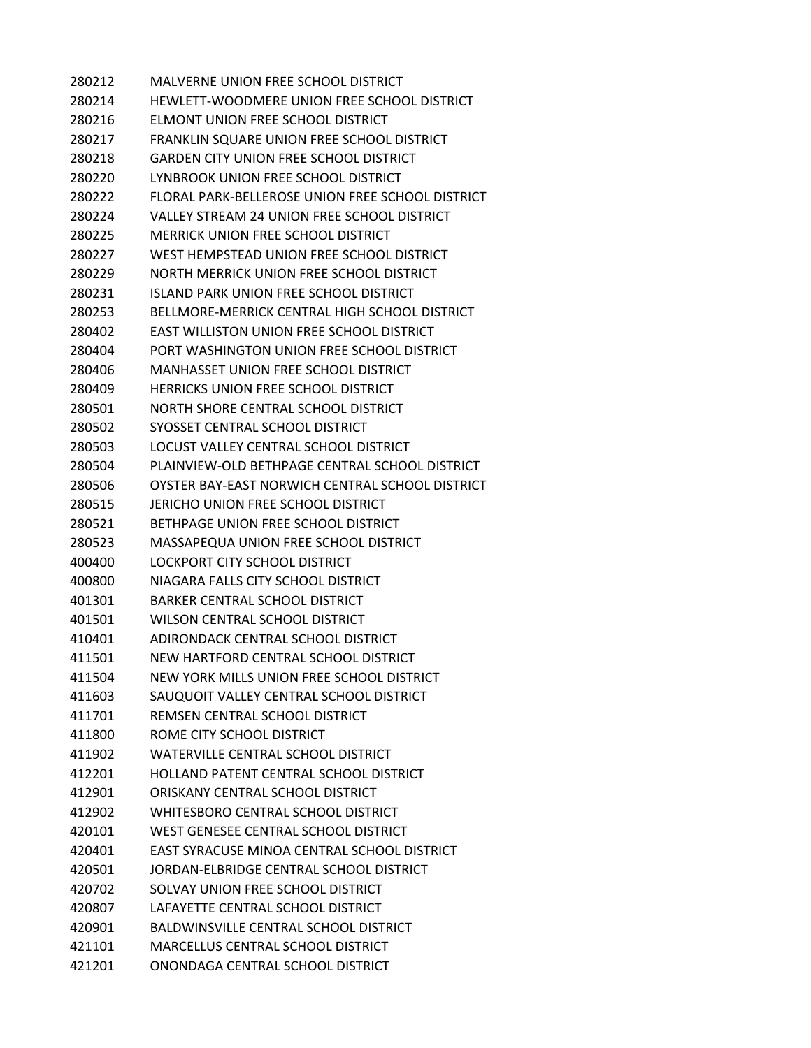| | |
|---|---|
| 280212 | MALVERNE UNION FREE SCHOOL DISTRICT |
| 280214 | HEWLETT-WOODMERE UNION FREE SCHOOL DISTRICT |
| 280216 | ELMONT UNION FREE SCHOOL DISTRICT |
| 280217 | FRANKLIN SQUARE UNION FREE SCHOOL DISTRICT |
| 280218 | GARDEN CITY UNION FREE SCHOOL DISTRICT |
| 280220 | LYNBROOK UNION FREE SCHOOL DISTRICT |
| 280222 | FLORAL PARK-BELLEROSE UNION FREE SCHOOL DISTRICT |
| 280224 | VALLEY STREAM 24 UNION FREE SCHOOL DISTRICT |
| 280225 | MERRICK UNION FREE SCHOOL DISTRICT |
| 280227 | WEST HEMPSTEAD UNION FREE SCHOOL DISTRICT |
| 280229 | NORTH MERRICK UNION FREE SCHOOL DISTRICT |
| 280231 | ISLAND PARK UNION FREE SCHOOL DISTRICT |
| 280253 | BELLMORE-MERRICK CENTRAL HIGH SCHOOL DISTRICT |
| 280402 | EAST WILLISTON UNION FREE SCHOOL DISTRICT |
| 280404 | PORT WASHINGTON UNION FREE SCHOOL DISTRICT |
| 280406 | MANHASSET UNION FREE SCHOOL DISTRICT |
| 280409 | HERRICKS UNION FREE SCHOOL DISTRICT |
| 280501 | NORTH SHORE CENTRAL SCHOOL DISTRICT |
| 280502 | SYOSSET CENTRAL SCHOOL DISTRICT |
| 280503 | LOCUST VALLEY CENTRAL SCHOOL DISTRICT |
| 280504 | PLAINVIEW-OLD BETHPAGE CENTRAL SCHOOL DISTRICT |
| 280506 | OYSTER BAY-EAST NORWICH CENTRAL SCHOOL DISTRICT |
| 280515 | JERICHO UNION FREE SCHOOL DISTRICT |
| 280521 | BETHPAGE UNION FREE SCHOOL DISTRICT |
| 280523 | MASSAPEQUA UNION FREE SCHOOL DISTRICT |
| 400400 | LOCKPORT CITY SCHOOL DISTRICT |
| 400800 | NIAGARA FALLS CITY SCHOOL DISTRICT |
| 401301 | BARKER CENTRAL SCHOOL DISTRICT |
| 401501 | WILSON CENTRAL SCHOOL DISTRICT |
| 410401 | ADIRONDACK CENTRAL SCHOOL DISTRICT |
| 411501 | NEW HARTFORD CENTRAL SCHOOL DISTRICT |
| 411504 | NEW YORK MILLS UNION FREE SCHOOL DISTRICT |
| 411603 | SAUQUOIT VALLEY CENTRAL SCHOOL DISTRICT |
| 411701 | REMSEN CENTRAL SCHOOL DISTRICT |
| 411800 | ROME CITY SCHOOL DISTRICT |
| 411902 | WATERVILLE CENTRAL SCHOOL DISTRICT |
| 412201 | HOLLAND PATENT CENTRAL SCHOOL DISTRICT |
| 412901 | ORISKANY CENTRAL SCHOOL DISTRICT |
| 412902 | WHITESBORO CENTRAL SCHOOL DISTRICT |
| 420101 | WEST GENESEE CENTRAL SCHOOL DISTRICT |
| 420401 | EAST SYRACUSE MINOA CENTRAL SCHOOL DISTRICT |
| 420501 | JORDAN-ELBRIDGE CENTRAL SCHOOL DISTRICT |
| 420702 | SOLVAY UNION FREE SCHOOL DISTRICT |
| 420807 | LAFAYETTE CENTRAL SCHOOL DISTRICT |
| 420901 | BALDWINSVILLE CENTRAL SCHOOL DISTRICT |
| 421101 | MARCELLUS CENTRAL SCHOOL DISTRICT |
| 421201 | ONONDAGA CENTRAL SCHOOL DISTRICT |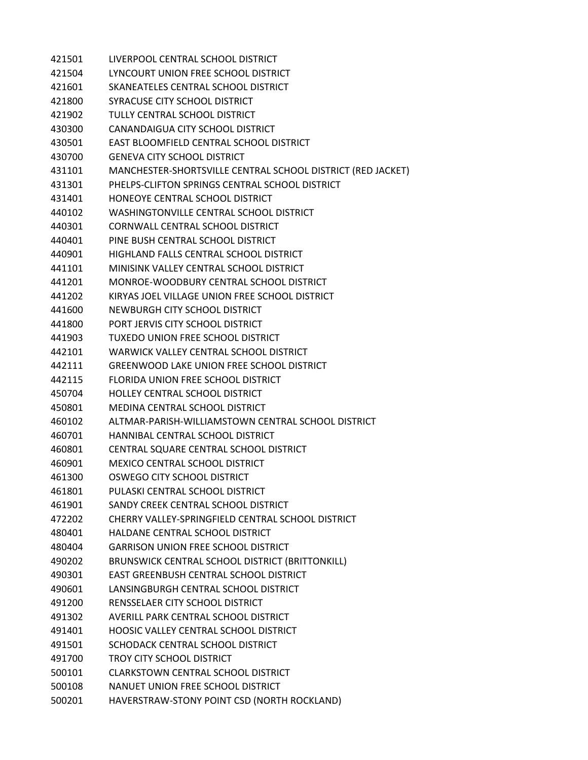| | |
|---|---|
| 421501 | LIVERPOOL CENTRAL SCHOOL DISTRICT |
| 421504 | LYNCOURT UNION FREE SCHOOL DISTRICT |
| 421601 | SKANEATELES CENTRAL SCHOOL DISTRICT |
| 421800 | SYRACUSE CITY SCHOOL DISTRICT |
| 421902 | TULLY CENTRAL SCHOOL DISTRICT |
| 430300 | CANANDAIGUA CITY SCHOOL DISTRICT |
| 430501 | EAST BLOOMFIELD CENTRAL SCHOOL DISTRICT |
| 430700 | GENEVA CITY SCHOOL DISTRICT |
| 431101 | MANCHESTER-SHORTSVILLE CENTRAL SCHOOL DISTRICT (RED JACKET) |
| 431301 | PHELPS-CLIFTON SPRINGS CENTRAL SCHOOL DISTRICT |
| 431401 | HONEOYE CENTRAL SCHOOL DISTRICT |
| 440102 | WASHINGTONVILLE CENTRAL SCHOOL DISTRICT |
| 440301 | CORNWALL CENTRAL SCHOOL DISTRICT |
| 440401 | PINE BUSH CENTRAL SCHOOL DISTRICT |
| 440901 | HIGHLAND FALLS CENTRAL SCHOOL DISTRICT |
| 441101 | MINISINK VALLEY CENTRAL SCHOOL DISTRICT |
| 441201 | MONROE-WOODBURY CENTRAL SCHOOL DISTRICT |
| 441202 | KIRYAS JOEL VILLAGE UNION FREE SCHOOL DISTRICT |
| 441600 | NEWBURGH CITY SCHOOL DISTRICT |
| 441800 | PORT JERVIS CITY SCHOOL DISTRICT |
| 441903 | TUXEDO UNION FREE SCHOOL DISTRICT |
| 442101 | WARWICK VALLEY CENTRAL SCHOOL DISTRICT |
| 442111 | GREENWOOD LAKE UNION FREE SCHOOL DISTRICT |
| 442115 | FLORIDA UNION FREE SCHOOL DISTRICT |
| 450704 | HOLLEY CENTRAL SCHOOL DISTRICT |
| 450801 | MEDINA CENTRAL SCHOOL DISTRICT |
| 460102 | ALTMAR-PARISH-WILLIAMSTOWN CENTRAL SCHOOL DISTRICT |
| 460701 | HANNIBAL CENTRAL SCHOOL DISTRICT |
| 460801 | CENTRAL SQUARE CENTRAL SCHOOL DISTRICT |
| 460901 | MEXICO CENTRAL SCHOOL DISTRICT |
| 461300 | OSWEGO CITY SCHOOL DISTRICT |
| 461801 | PULASKI CENTRAL SCHOOL DISTRICT |
| 461901 | SANDY CREEK CENTRAL SCHOOL DISTRICT |
| 472202 | CHERRY VALLEY-SPRINGFIELD CENTRAL SCHOOL DISTRICT |
| 480401 | HALDANE CENTRAL SCHOOL DISTRICT |
| 480404 | GARRISON UNION FREE SCHOOL DISTRICT |
| 490202 | BRUNSWICK CENTRAL SCHOOL DISTRICT (BRITTONKILL) |
| 490301 | EAST GREENBUSH CENTRAL SCHOOL DISTRICT |
| 490601 | LANSINGBURGH CENTRAL SCHOOL DISTRICT |
| 491200 | RENSSELAER CITY SCHOOL DISTRICT |
| 491302 | AVERILL PARK CENTRAL SCHOOL DISTRICT |
| 491401 | HOOSIC VALLEY CENTRAL SCHOOL DISTRICT |
| 491501 | SCHODACK CENTRAL SCHOOL DISTRICT |
| 491700 | TROY CITY SCHOOL DISTRICT |
| 500101 | CLARKSTOWN CENTRAL SCHOOL DISTRICT |
| 500108 | NANUET UNION FREE SCHOOL DISTRICT |
| 500201 | HAVERSTRAW-STONY POINT CSD (NORTH ROCKLAND) |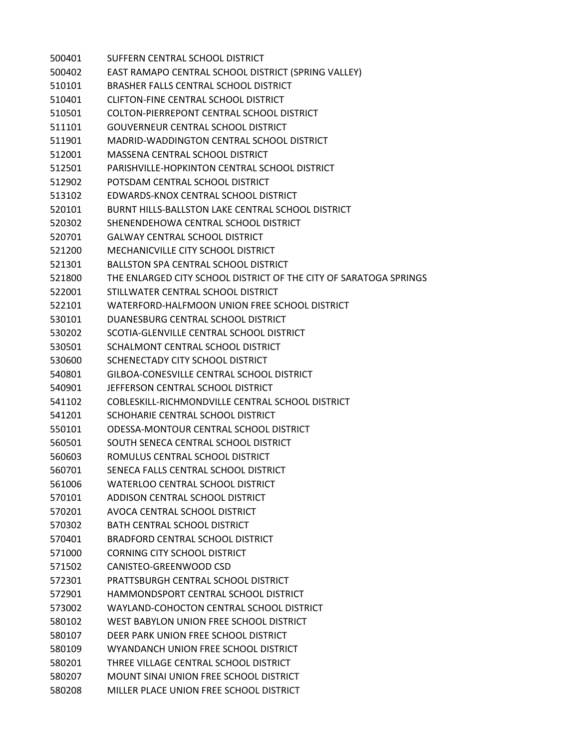| | |
|---|---|
| 500401 | SUFFERN CENTRAL SCHOOL DISTRICT |
| 500402 | EAST RAMAPO CENTRAL SCHOOL DISTRICT (SPRING VALLEY) |
| 510101 | BRASHER FALLS CENTRAL SCHOOL DISTRICT |
| 510401 | CLIFTON-FINE CENTRAL SCHOOL DISTRICT |
| 510501 | COLTON-PIERREPONT CENTRAL SCHOOL DISTRICT |
| 511101 | GOUVERNEUR CENTRAL SCHOOL DISTRICT |
| 511901 | MADRID-WADDINGTON CENTRAL SCHOOL DISTRICT |
| 512001 | MASSENA CENTRAL SCHOOL DISTRICT |
| 512501 | PARISHVILLE-HOPKINTON CENTRAL SCHOOL DISTRICT |
| 512902 | POTSDAM CENTRAL SCHOOL DISTRICT |
| 513102 | EDWARDS-KNOX CENTRAL SCHOOL DISTRICT |
| 520101 | BURNT HILLS-BALLSTON LAKE CENTRAL SCHOOL DISTRICT |
| 520302 | SHENENDEHOWA CENTRAL SCHOOL DISTRICT |
| 520701 | GALWAY CENTRAL SCHOOL DISTRICT |
| 521200 | MECHANICVILLE CITY SCHOOL DISTRICT |
| 521301 | BALLSTON SPA CENTRAL SCHOOL DISTRICT |
| 521800 | THE ENLARGED CITY SCHOOL DISTRICT OF THE CITY OF SARATOGA SPRINGS |
| 522001 | STILLWATER CENTRAL SCHOOL DISTRICT |
| 522101 | WATERFORD-HALFMOON UNION FREE SCHOOL DISTRICT |
| 530101 | DUANESBURG CENTRAL SCHOOL DISTRICT |
| 530202 | SCOTIA-GLENVILLE CENTRAL SCHOOL DISTRICT |
| 530501 | SCHALMONT CENTRAL SCHOOL DISTRICT |
| 530600 | SCHENECTADY CITY SCHOOL DISTRICT |
| 540801 | GILBOA-CONESVILLE CENTRAL SCHOOL DISTRICT |
| 540901 | JEFFERSON CENTRAL SCHOOL DISTRICT |
| 541102 | COBLESKILL-RICHMONDVILLE CENTRAL SCHOOL DISTRICT |
| 541201 | SCHOHARIE CENTRAL SCHOOL DISTRICT |
| 550101 | ODESSA-MONTOUR CENTRAL SCHOOL DISTRICT |
| 560501 | SOUTH SENECA CENTRAL SCHOOL DISTRICT |
| 560603 | ROMULUS CENTRAL SCHOOL DISTRICT |
| 560701 | SENECA FALLS CENTRAL SCHOOL DISTRICT |
| 561006 | WATERLOO CENTRAL SCHOOL DISTRICT |
| 570101 | ADDISON CENTRAL SCHOOL DISTRICT |
| 570201 | AVOCA CENTRAL SCHOOL DISTRICT |
| 570302 | BATH CENTRAL SCHOOL DISTRICT |
| 570401 | BRADFORD CENTRAL SCHOOL DISTRICT |
| 571000 | CORNING CITY SCHOOL DISTRICT |
| 571502 | CANISTEO-GREENWOOD CSD |
| 572301 | PRATTSBURGH CENTRAL SCHOOL DISTRICT |
| 572901 | HAMMONDSPORT CENTRAL SCHOOL DISTRICT |
| 573002 | WAYLAND-COHOCTON CENTRAL SCHOOL DISTRICT |
| 580102 | WEST BABYLON UNION FREE SCHOOL DISTRICT |
| 580107 | DEER PARK UNION FREE SCHOOL DISTRICT |
| 580109 | WYANDANCH UNION FREE SCHOOL DISTRICT |
| 580201 | THREE VILLAGE CENTRAL SCHOOL DISTRICT |
| 580207 | MOUNT SINAI UNION FREE SCHOOL DISTRICT |
| 580208 | MILLER PLACE UNION FREE SCHOOL DISTRICT |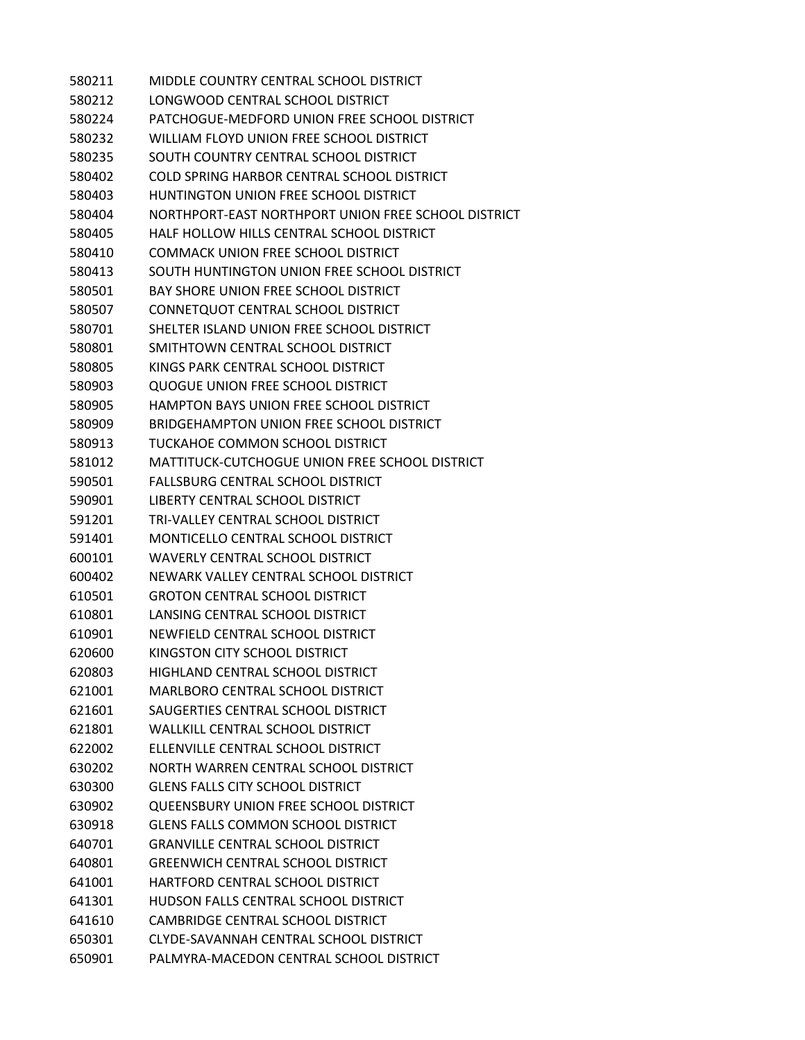580211 MIDDLE COUNTRY CENTRAL SCHOOL DISTRICT
580212 LONGWOOD CENTRAL SCHOOL DISTRICT
580224 PATCHOGUE-MEDFORD UNION FREE SCHOOL DISTRICT
580232 WILLIAM FLOYD UNION FREE SCHOOL DISTRICT
580235 SOUTH COUNTRY CENTRAL SCHOOL DISTRICT
580402 COLD SPRING HARBOR CENTRAL SCHOOL DISTRICT
580403 HUNTINGTON UNION FREE SCHOOL DISTRICT
580404 NORTHPORT-EAST NORTHPORT UNION FREE SCHOOL DISTRICT
580405 HALF HOLLOW HILLS CENTRAL SCHOOL DISTRICT
580410 COMMACK UNION FREE SCHOOL DISTRICT
580413 SOUTH HUNTINGTON UNION FREE SCHOOL DISTRICT
580501 BAY SHORE UNION FREE SCHOOL DISTRICT
580507 CONNETQUOT CENTRAL SCHOOL DISTRICT
580701 SHELTER ISLAND UNION FREE SCHOOL DISTRICT
580801 SMITHTOWN CENTRAL SCHOOL DISTRICT
580805 KINGS PARK CENTRAL SCHOOL DISTRICT
580903 QUOGUE UNION FREE SCHOOL DISTRICT
580905 HAMPTON BAYS UNION FREE SCHOOL DISTRICT
580909 BRIDGEHAMPTON UNION FREE SCHOOL DISTRICT
580913 TUCKAHOE COMMON SCHOOL DISTRICT
581012 MATTITUCK-CUTCHOGUE UNION FREE SCHOOL DISTRICT
590501 FALLSBURG CENTRAL SCHOOL DISTRICT
590901 LIBERTY CENTRAL SCHOOL DISTRICT
591201 TRI-VALLEY CENTRAL SCHOOL DISTRICT
591401 MONTICELLO CENTRAL SCHOOL DISTRICT
600101 WAVERLY CENTRAL SCHOOL DISTRICT
600402 NEWARK VALLEY CENTRAL SCHOOL DISTRICT
610501 GROTON CENTRAL SCHOOL DISTRICT
610801 LANSING CENTRAL SCHOOL DISTRICT
610901 NEWFIELD CENTRAL SCHOOL DISTRICT
620600 KINGSTON CITY SCHOOL DISTRICT
620803 HIGHLAND CENTRAL SCHOOL DISTRICT
621001 MARLBORO CENTRAL SCHOOL DISTRICT
621601 SAUGERTIES CENTRAL SCHOOL DISTRICT
621801 WALLKILL CENTRAL SCHOOL DISTRICT
622002 ELLENVILLE CENTRAL SCHOOL DISTRICT
630202 NORTH WARREN CENTRAL SCHOOL DISTRICT
630300 GLENS FALLS CITY SCHOOL DISTRICT
630902 QUEENSBURY UNION FREE SCHOOL DISTRICT
630918 GLENS FALLS COMMON SCHOOL DISTRICT
640701 GRANVILLE CENTRAL SCHOOL DISTRICT
640801 GREENWICH CENTRAL SCHOOL DISTRICT
641001 HARTFORD CENTRAL SCHOOL DISTRICT
641301 HUDSON FALLS CENTRAL SCHOOL DISTRICT
641610 CAMBRIDGE CENTRAL SCHOOL DISTRICT
650301 CLYDE-SAVANNAH CENTRAL SCHOOL DISTRICT
650901 PALMYRA-MACEDON CENTRAL SCHOOL DISTRICT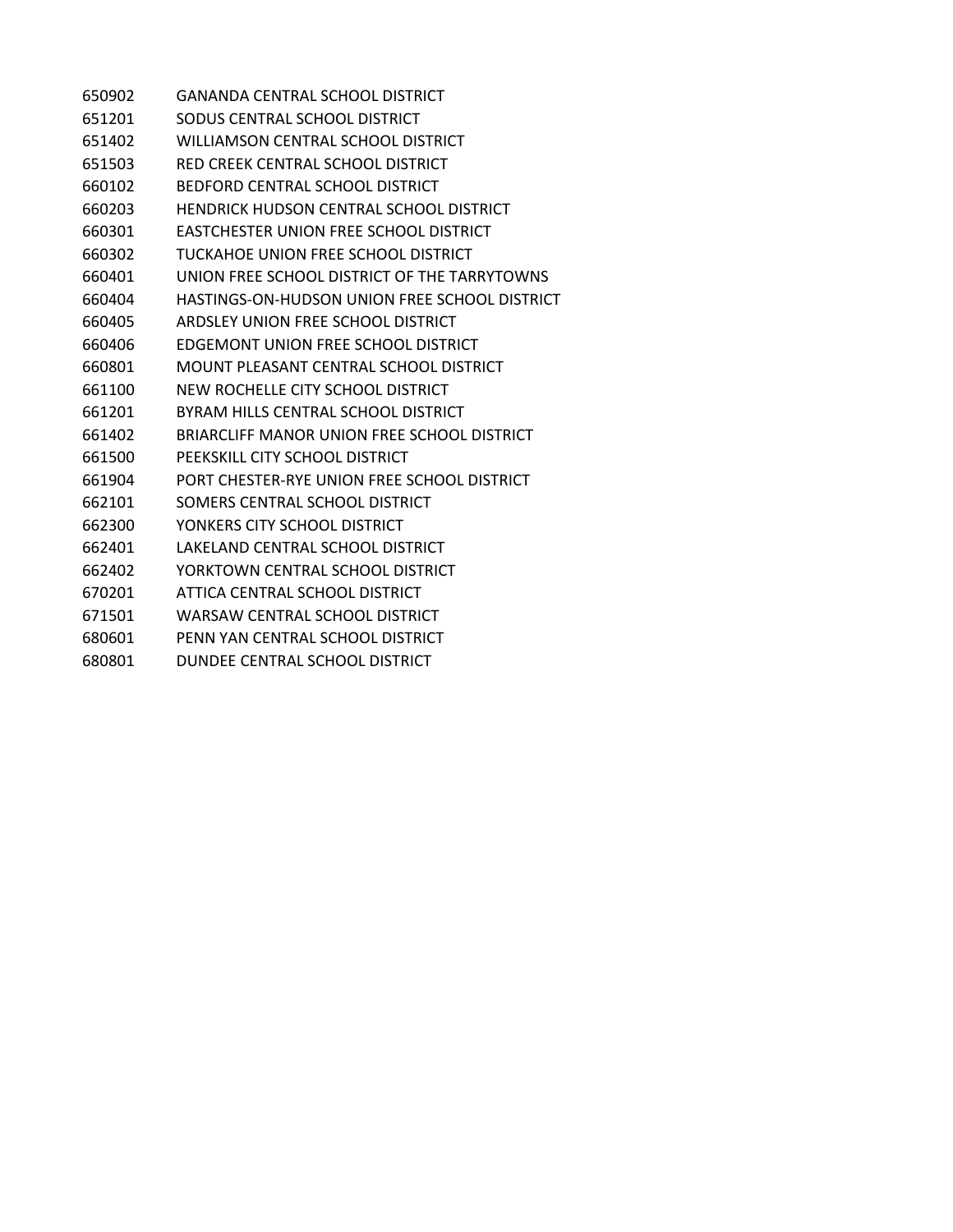| | |
|---|---|
| 650902 | GANANDA CENTRAL SCHOOL DISTRICT |
| 651201 | SODUS CENTRAL SCHOOL DISTRICT |
| 651402 | WILLIAMSON CENTRAL SCHOOL DISTRICT |
| 651503 | RED CREEK CENTRAL SCHOOL DISTRICT |
| 660102 | BEDFORD CENTRAL SCHOOL DISTRICT |
| 660203 | HENDRICK HUDSON CENTRAL SCHOOL DISTRICT |
| 660301 | EASTCHESTER UNION FREE SCHOOL DISTRICT |
| 660302 | TUCKAHOE UNION FREE SCHOOL DISTRICT |
| 660401 | UNION FREE SCHOOL DISTRICT OF THE TARRYTOWNS |
| 660404 | HASTINGS-ON-HUDSON UNION FREE SCHOOL DISTRICT |
| 660405 | ARDSLEY UNION FREE SCHOOL DISTRICT |
| 660406 | EDGEMONT UNION FREE SCHOOL DISTRICT |
| 660801 | MOUNT PLEASANT CENTRAL SCHOOL DISTRICT |
| 661100 | NEW ROCHELLE CITY SCHOOL DISTRICT |
| 661201 | BYRAM HILLS CENTRAL SCHOOL DISTRICT |
| 661402 | BRIARCLIFF MANOR UNION FREE SCHOOL DISTRICT |
| 661500 | PEEKSKILL CITY SCHOOL DISTRICT |
| 661904 | PORT CHESTER-RYE UNION FREE SCHOOL DISTRICT |
| 662101 | SOMERS CENTRAL SCHOOL DISTRICT |
| 662300 | YONKERS CITY SCHOOL DISTRICT |
| 662401 | LAKELAND CENTRAL SCHOOL DISTRICT |
| 662402 | YORKTOWN CENTRAL SCHOOL DISTRICT |
| 670201 | ATTICA CENTRAL SCHOOL DISTRICT |
| 671501 | WARSAW CENTRAL SCHOOL DISTRICT |
| 680601 | PENN YAN CENTRAL SCHOOL DISTRICT |
| 680801 | DUNDEE CENTRAL SCHOOL DISTRICT |